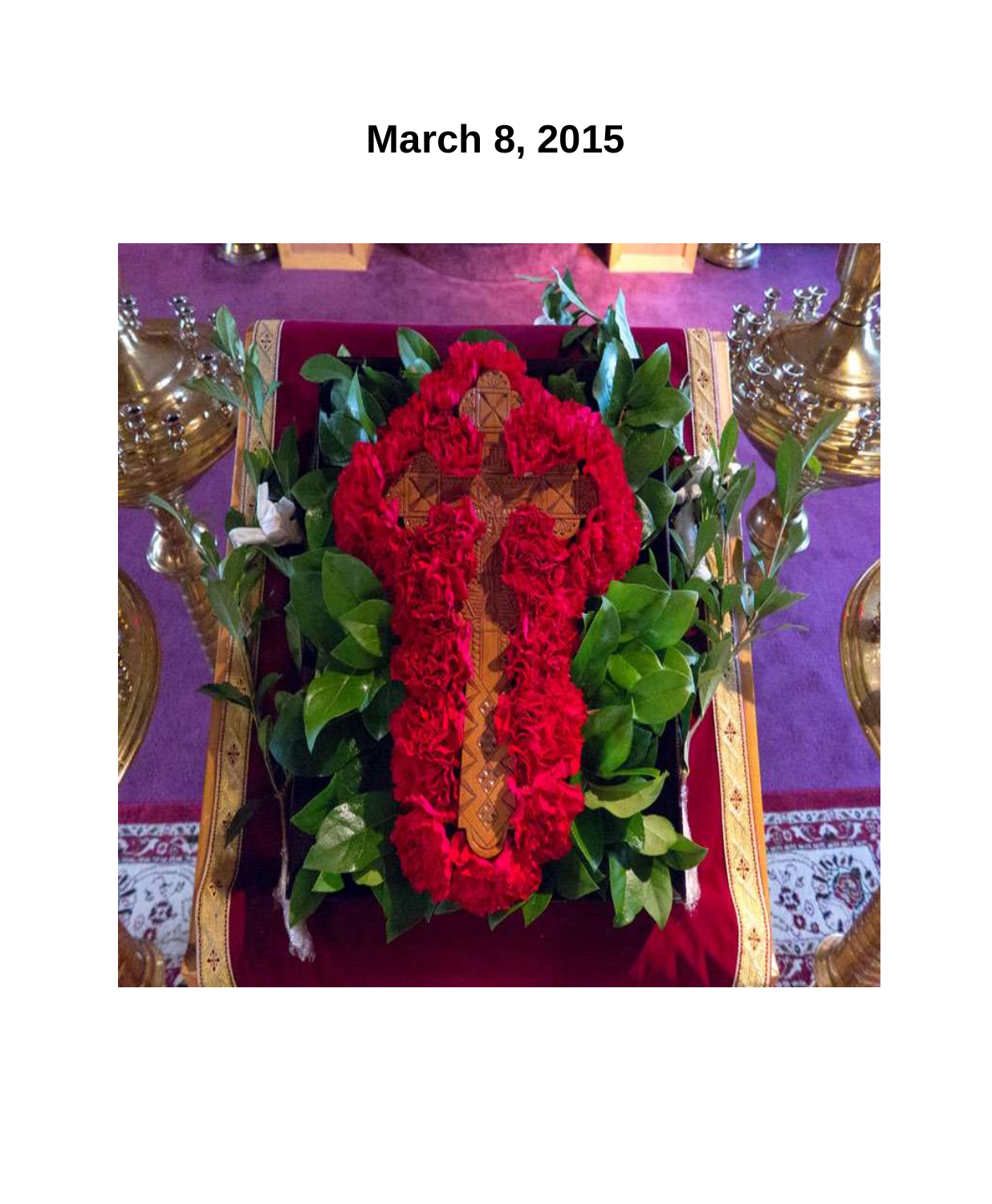# March 8, 2015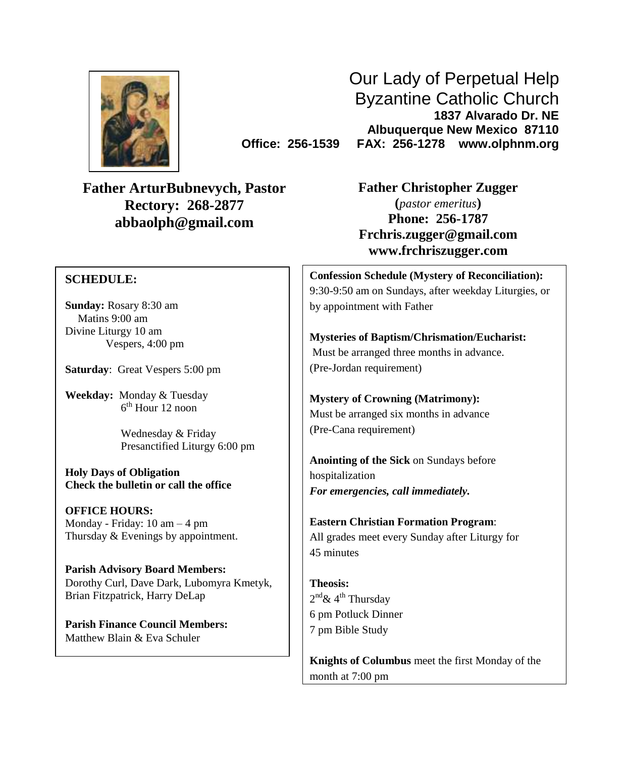# Our Lady of Perpetual Help Byzantine Catholic Church

**1837 Alvarado Dr. NE**
**Albuquerque New Mexico 87110**
**Office: 256-1539 FAX: 256-1278 www.olphnm.org**

**Father ArturBubnevych, Pastor**
**Rectory: 268-2877**
**abbaolph@gmail.com**

**Father Christopher Zugger**
**(*pastor emeritus*)**
**Phone: 256-1787**
**Frchris.zugger@gmail.com**
**www.frchriszugger.com**

**SCHEDULE:**

**Sunday:** Rosary 8:30 am
Matins 9:00 am
Divine Liturgy 10 am
Vespers, 4:00 pm

**Saturday**: Great Vespers 5:00 pm

**Weekday:** Monday & Tuesday
6th Hour 12 noon

Wednesday & Friday
Presanctified Liturgy 6:00 pm

**Holy Days of Obligation**
**Check the bulletin or call the office**

**OFFICE HOURS:**
Monday - Friday: 10 am – 4 pm
Thursday & Evenings by appointment.

**Parish Advisory Board Members:**
Dorothy Curl, Dave Dark, Lubomyra Kmetyk, Brian Fitzpatrick, Harry DeLap

**Parish Finance Council Members:**
Matthew Blain & Eva Schuler

**Confession Schedule (Mystery of Reconciliation):**
9:30-9:50 am on Sundays, after weekday Liturgies, or by appointment with Father

**Mysteries of Baptism/Chrismation/Eucharist:**
Must be arranged three months in advance. (Pre-Jordan requirement)

**Mystery of Crowning (Matrimony):**
Must be arranged six months in advance (Pre-Cana requirement)

**Anointing of the Sick** on Sundays before hospitalization
***For emergencies, call immediately.***

**Eastern Christian Formation Program**:
All grades meet every Sunday after Liturgy for 45 minutes

**Theosis:**
2nd & 4th Thursday
6 pm Potluck Dinner
7 pm Bible Study

**Knights of Columbus** meet the first Monday of the month at 7:00 pm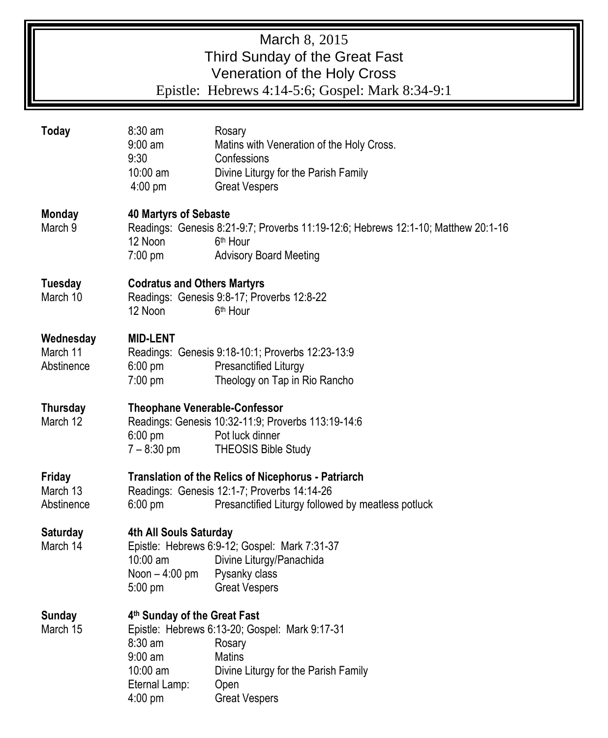# March 8, 2015
## Third Sunday of the Great Fast
## Veneration of the Holy Cross
Epistle: Hebrews 4:14-5:6; Gospel: Mark 8:34-9:1

**Today**

| | |
|---|---|
| 8:30 am | Rosary |
| 9:00 am | Matins with Veneration of the Holy Cross. |
| 9:30 | Confessions |
| 10:00 am | Divine Liturgy for the Parish Family |
| 4:00 pm | Great Vespers |

**Monday** March 9 — **40 Martyrs of Sebaste**

Readings: Genesis 8:21-9:7; Proverbs 11:19-12:6; Hebrews 12:1-10; Matthew 20:1-16

| | |
|---|---|
| 12 Noon | 6th Hour |
| 7:00 pm | Advisory Board Meeting |

**Tuesday** March 10 — **Codratus and Others Martyrs**

Readings: Genesis 9:8-17; Proverbs 12:8-22

| | |
|---|---|
| 12 Noon | 6th Hour |

**Wednesday** March 11, Abstinence — **MID-LENT**

Readings: Genesis 9:18-10:1; Proverbs 12:23-13:9

| | |
|---|---|
| 6:00 pm | Presanctified Liturgy |
| 7:00 pm | Theology on Tap in Rio Rancho |

**Thursday** March 12 — **Theophane Venerable-Confessor**

Readings: Genesis 10:32-11:9; Proverbs 113:19-14:6

| | |
|---|---|
| 6:00 pm | Pot luck dinner |
| 7 – 8:30 pm | THEOSIS Bible Study |

**Friday** March 13, Abstinence — **Translation of the Relics of Nicephorus - Patriarch**

Readings: Genesis 12:1-7; Proverbs 14:14-26

| | |
|---|---|
| 6:00 pm | Presanctified Liturgy followed by meatless potluck |

**Saturday** March 14 — **4th All Souls Saturday**

Epistle: Hebrews 6:9-12; Gospel: Mark 7:31-37

| | |
|---|---|
| 10:00 am | Divine Liturgy/Panachida |
| Noon – 4:00 pm | Pysanky class |
| 5:00 pm | Great Vespers |

**Sunday** March 15 — **4th Sunday of the Great Fast**

Epistle: Hebrews 6:13-20; Gospel: Mark 9:17-31

| | |
|---|---|
| 8:30 am | Rosary |
| 9:00 am | Matins |
| 10:00 am | Divine Liturgy for the Parish Family |
| Eternal Lamp: | Open |
| 4:00 pm | Great Vespers |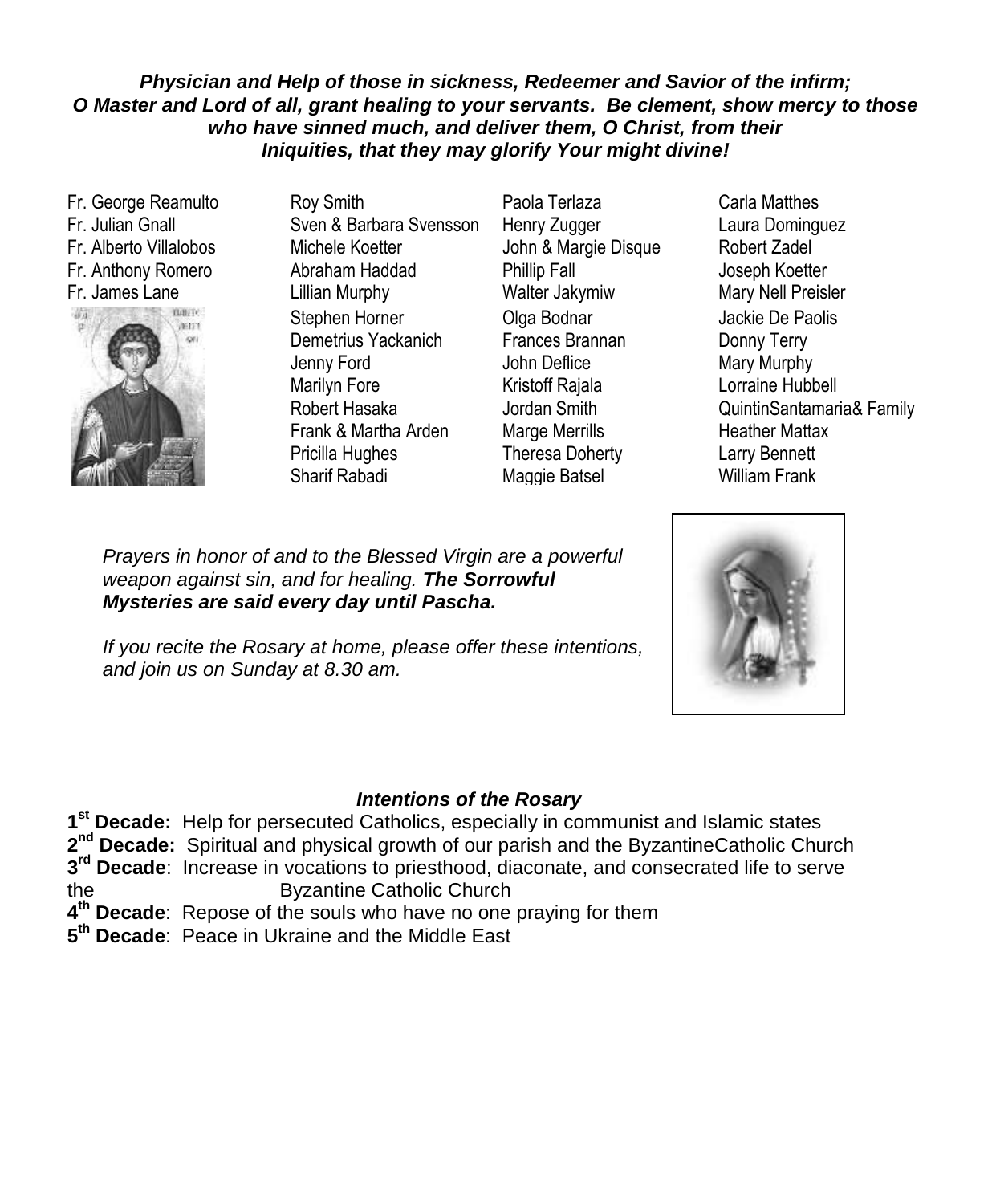***Physician and Help of those in sickness, Redeemer and Savior of the infirm; O Master and Lord of all, grant healing to your servants. Be clement, show mercy to those who have sinned much, and deliver them, O Christ, from their Iniquities, that they may glorify Your might divine!***

Fr. George Reamulto
Fr. Julian Gnall
Fr. Alberto Villalobos
Fr. Anthony Romero
Fr. James Lane

Roy Smith
Sven & Barbara Svensson
Michele Koetter
Abraham Haddad
Lillian Murphy
Stephen Horner
Demetrius Yackanich
Jenny Ford
Marilyn Fore
Robert Hasaka
Frank & Martha Arden
Pricilla Hughes
Sharif Rabadi

Paola Terlaza
Henry Zugger
John & Margie Disque
Phillip Fall
Walter Jakymiw
Olga Bodnar
Frances Brannan
John Deflice
Kristoff Rajala
Jordan Smith
Marge Merrills
Theresa Doherty
Maggie Batsel

Carla Matthes
Laura Dominguez
Robert Zadel
Joseph Koetter
Mary Nell Preisler
Jackie De Paolis
Donny Terry
Mary Murphy
Lorraine Hubbell
QuintinSantamaria& Family
Heather Mattax
Larry Bennett
William Frank

*Prayers in honor of and to the Blessed Virgin are a powerful weapon against sin, and for healing.* ***The Sorrowful Mysteries are said every day until Pascha.***

*If you recite the Rosary at home, please offer these intentions, and join us on Sunday at 8.30 am.*

***Intentions of the Rosary***

**1st Decade:** Help for persecuted Catholics, especially in communist and Islamic states
**2nd Decade:** Spiritual and physical growth of our parish and the ByzantineCatholic Church
**3rd Decade**: Increase in vocations to priesthood, diaconate, and consecrated life to serve the Byzantine Catholic Church
**4th Decade**: Repose of the souls who have no one praying for them
**5th Decade**: Peace in Ukraine and the Middle East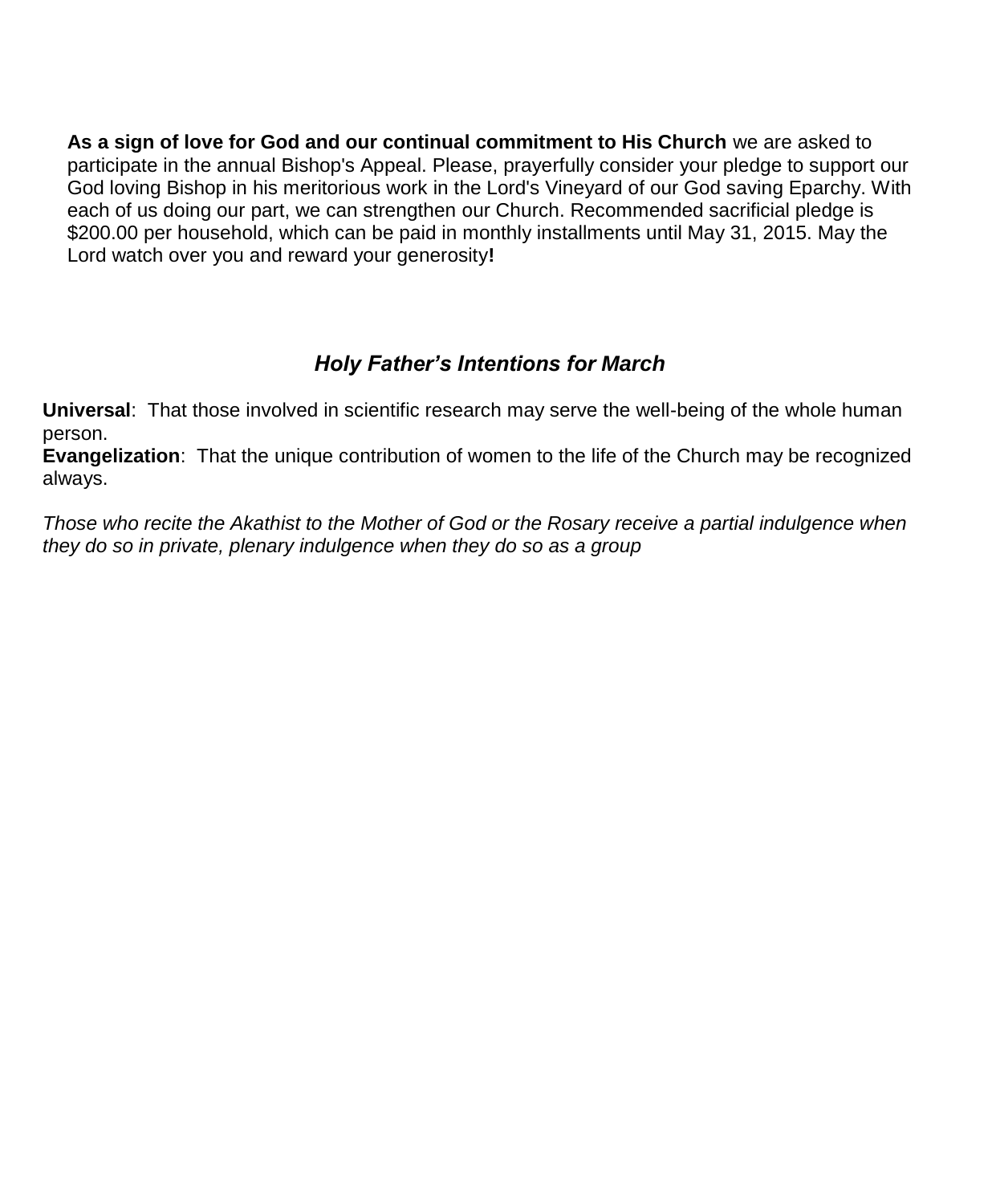**As a sign of love for God and our continual commitment to His Church** we are asked to participate in the annual Bishop's Appeal. Please, prayerfully consider your pledge to support our God loving Bishop in his meritorious work in the Lord's Vineyard of our God saving Eparchy. With each of us doing our part, we can strengthen our Church. Recommended sacrificial pledge is $200.00 per household, which can be paid in monthly installments until May 31, 2015. May the Lord watch over you and reward your generosity**!**

## *Holy Father's Intentions for March*

**Universal**: That those involved in scientific research may serve the well-being of the whole human person.
**Evangelization**: That the unique contribution of women to the life of the Church may be recognized always.

*Those who recite the Akathist to the Mother of God or the Rosary receive a partial indulgence when they do so in private, plenary indulgence when they do so as a group*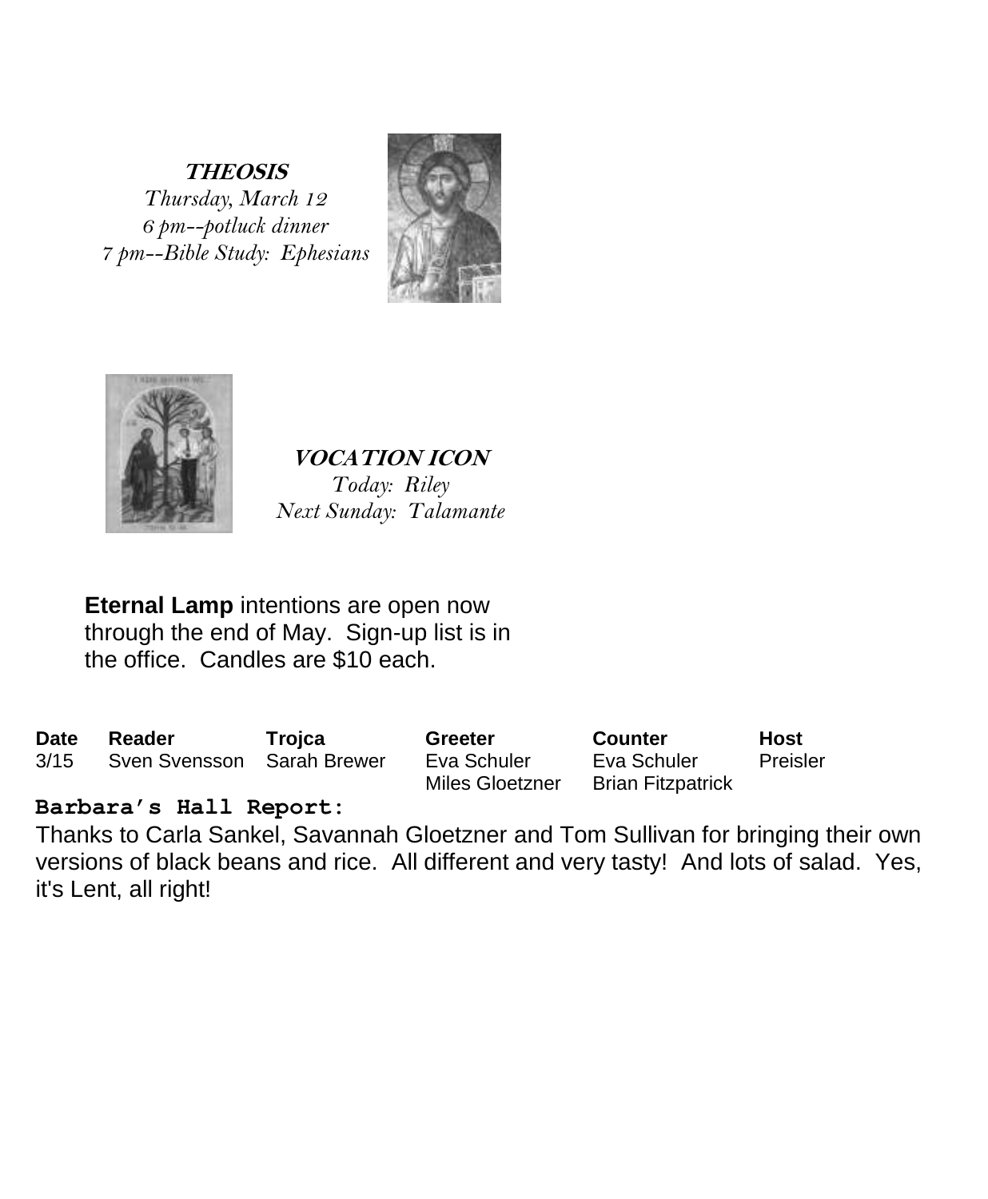**THEOSIS**

*Thursday, March 12*
*6 pm--potluck dinner*
*7 pm--Bible Study: Ephesians*

**VOCATION ICON**

*Today: Riley*
*Next Sunday: Talamante*

**Eternal Lamp** intentions are open now through the end of May. Sign-up list is in the office. Candles are $10 each.

| Date | Reader | Trojca | Greeter | Counter | Host |
|---|---|---|---|---|---|
| 3/15 | Sven Svensson | Sarah Brewer | Eva Schuler | Eva Schuler | Preisler |
| | | | Miles Gloetzner | Brian Fitzpatrick | |

**Barbara's Hall Report:**

Thanks to Carla Sankel, Savannah Gloetzner and Tom Sullivan for bringing their own versions of black beans and rice. All different and very tasty! And lots of salad. Yes, it's Lent, all right!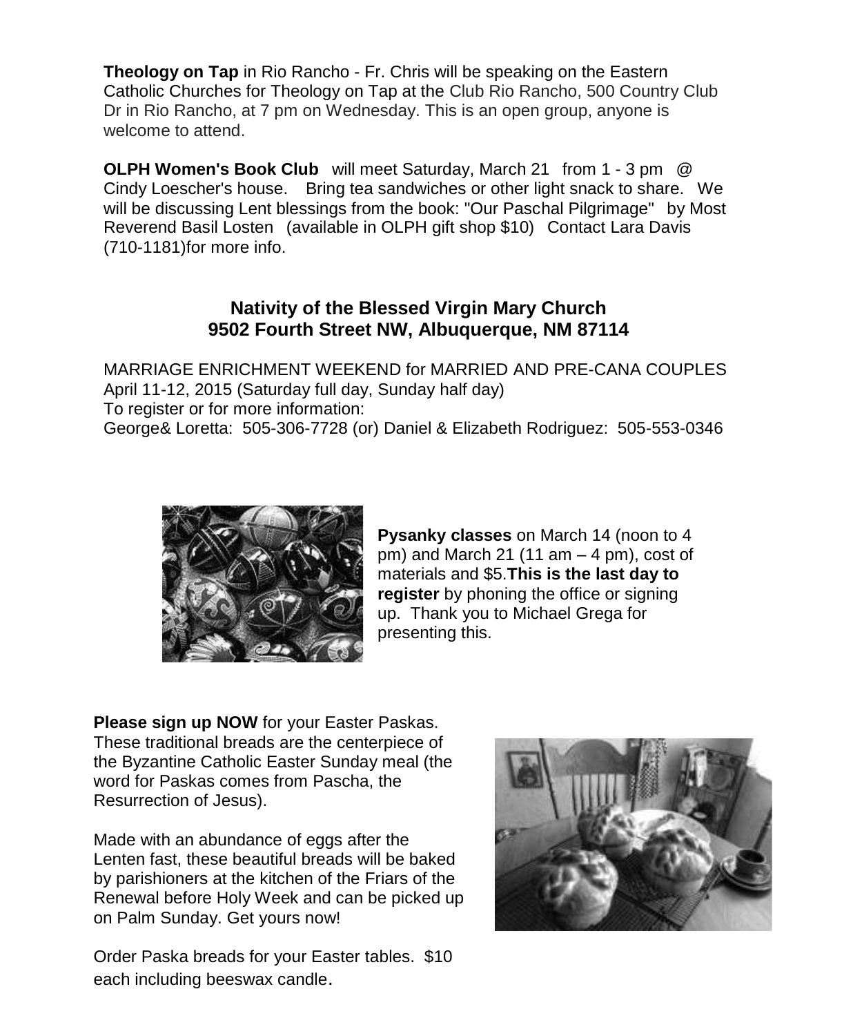**Theology on Tap** in Rio Rancho - Fr. Chris will be speaking on the Eastern Catholic Churches for Theology on Tap at the Club Rio Rancho, 500 Country Club Dr in Rio Rancho, at 7 pm on Wednesday. This is an open group, anyone is welcome to attend.

**OLPH Women's Book Club** will meet Saturday, March 21 from 1 - 3 pm @ Cindy Loescher's house. Bring tea sandwiches or other light snack to share. We will be discussing Lent blessings from the book: "Our Paschal Pilgrimage" by Most Reverend Basil Losten (available in OLPH gift shop $10) Contact Lara Davis (710-1181)for more info.

## Nativity of the Blessed Virgin Mary Church
## 9502 Fourth Street NW, Albuquerque, NM 87114

MARRIAGE ENRICHMENT WEEKEND for MARRIED AND PRE-CANA COUPLES
April 11-12, 2015 (Saturday full day, Sunday half day)
To register or for more information:
George& Loretta: 505-306-7728 (or) Daniel & Elizabeth Rodriguez: 505-553-0346

**Pysanky classes** on March 14 (noon to 4 pm) and March 21 (11 am – 4 pm), cost of materials and $5.**This is the last day to register** by phoning the office or signing up. Thank you to Michael Grega for presenting this.

**Please sign up NOW** for your Easter Paskas. These traditional breads are the centerpiece of the Byzantine Catholic Easter Sunday meal (the word for Paskas comes from Pascha, the Resurrection of Jesus).

Made with an abundance of eggs after the Lenten fast, these beautiful breads will be baked by parishioners at the kitchen of the Friars of the Renewal before Holy Week and can be picked up on Palm Sunday. Get yours now!

Order Paska breads for your Easter tables. $10 each including beeswax candle.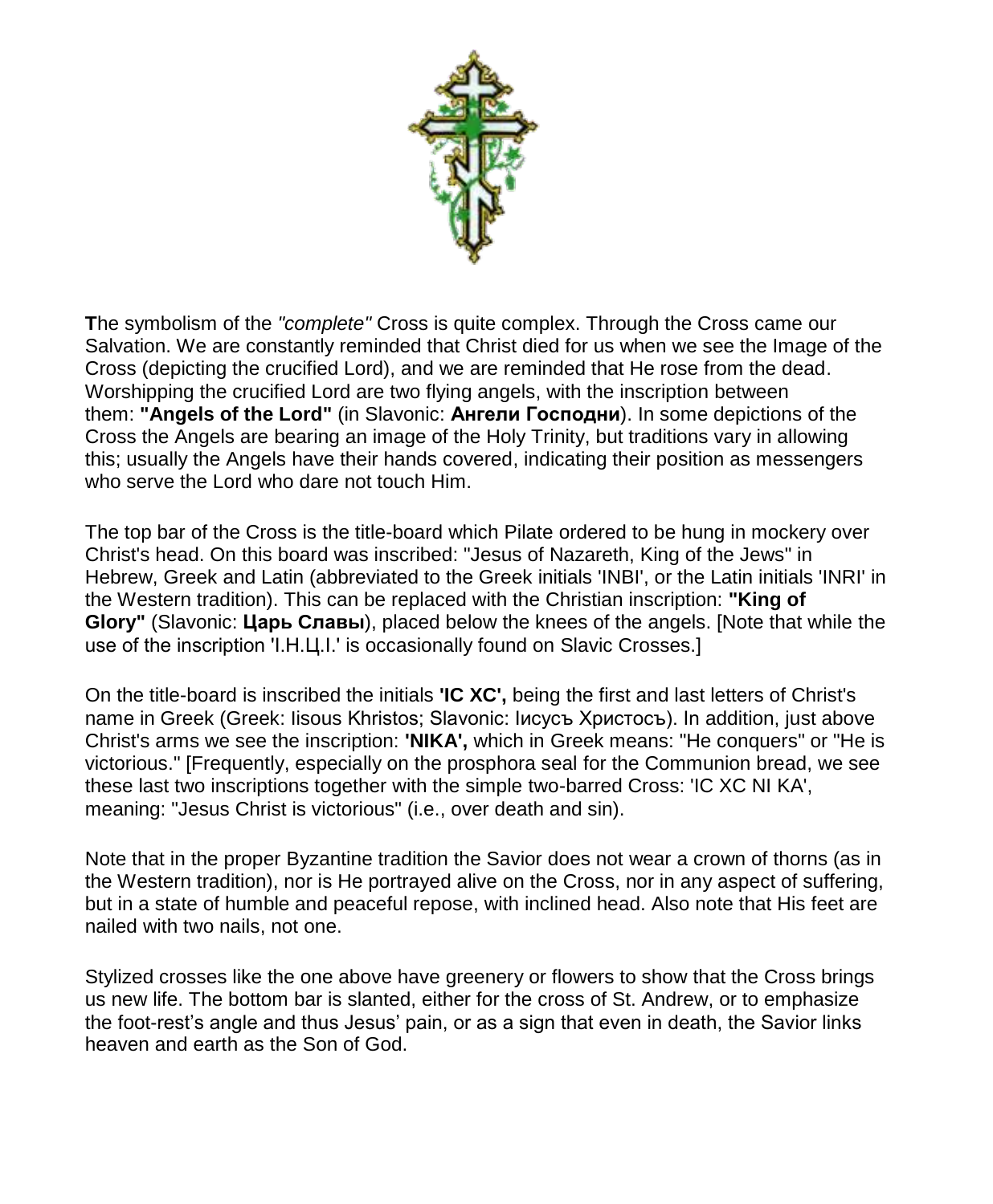**T**he symbolism of the *"complete"* Cross is quite complex. Through the Cross came our Salvation. We are constantly reminded that Christ died for us when we see the Image of the Cross (depicting the crucified Lord), and we are reminded that He rose from the dead. Worshipping the crucified Lord are two flying angels, with the inscription between them: **"Angels of the Lord"** (in Slavonic: **Ангели Господни**). In some depictions of the Cross the Angels are bearing an image of the Holy Trinity, but traditions vary in allowing this; usually the Angels have their hands covered, indicating their position as messengers who serve the Lord who dare not touch Him.

The top bar of the Cross is the title-board which Pilate ordered to be hung in mockery over Christ's head. On this board was inscribed: "Jesus of Nazareth, King of the Jews" in Hebrew, Greek and Latin (abbreviated to the Greek initials 'INBI', or the Latin initials 'INRI' in the Western tradition). This can be replaced with the Christian inscription: **"King of Glory"** (Slavonic: **Царь Славы**), placed below the knees of the angels. [Note that while the use of the inscription 'I.Н.Ц.I.' is occasionally found on Slavic Crosses.]

On the title-board is inscribed the initials **'IC XC',** being the first and last letters of Christ's name in Greek (Greek: Iisous Khristos; Slavonic: Iисусъ Христосъ). In addition, just above Christ's arms we see the inscription: **'NIKA',** which in Greek means: "He conquers" or "He is victorious." [Frequently, especially on the prosphora seal for the Communion bread, we see these last two inscriptions together with the simple two-barred Cross: 'IC XC NI KA', meaning: "Jesus Christ is victorious" (i.e., over death and sin).

Note that in the proper Byzantine tradition the Savior does not wear a crown of thorns (as in the Western tradition), nor is He portrayed alive on the Cross, nor in any aspect of suffering, but in a state of humble and peaceful repose, with inclined head. Also note that His feet are nailed with two nails, not one.

Stylized crosses like the one above have greenery or flowers to show that the Cross brings us new life. The bottom bar is slanted, either for the cross of St. Andrew, or to emphasize the foot-rest's angle and thus Jesus' pain, or as a sign that even in death, the Savior links heaven and earth as the Son of God.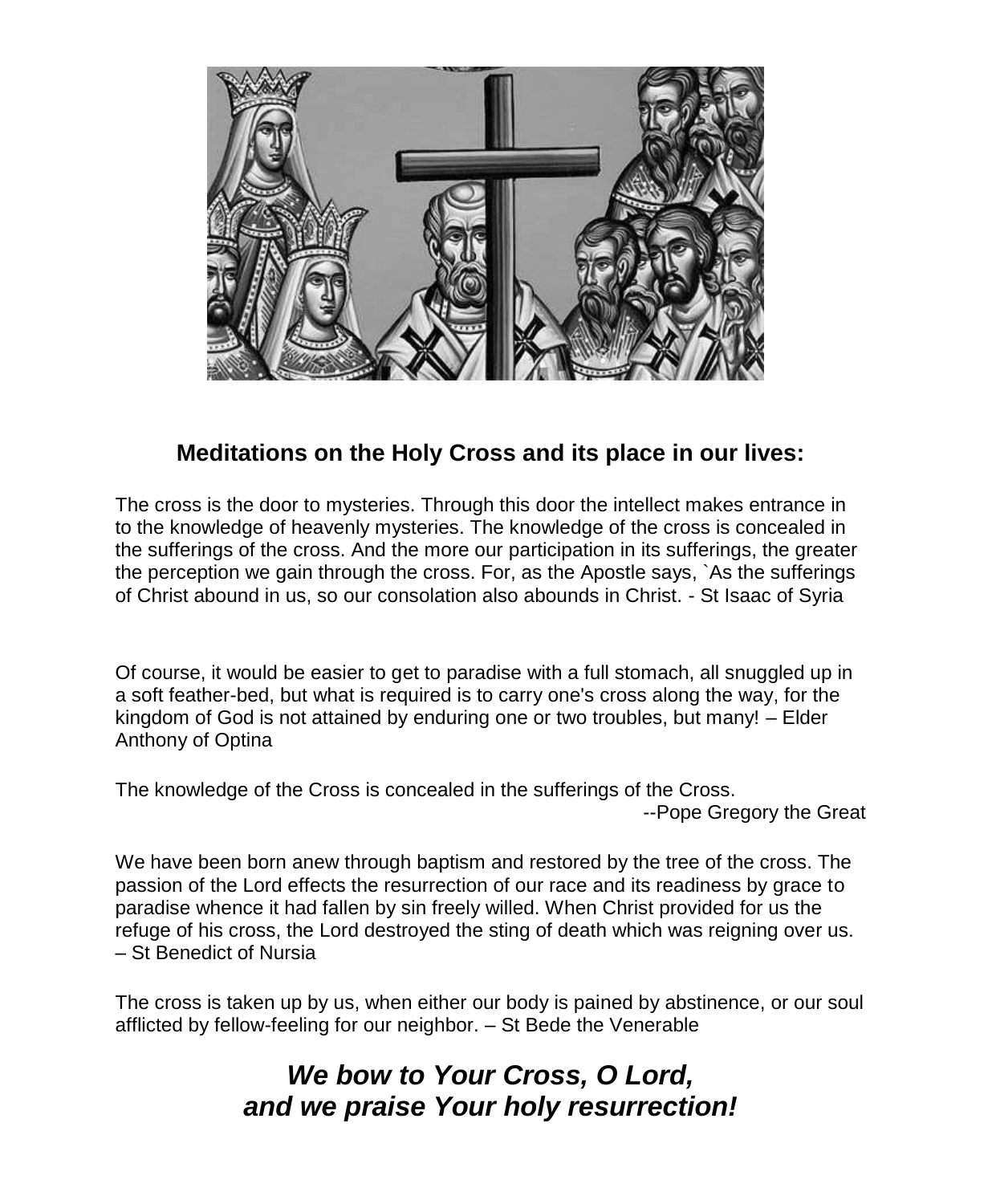## Meditations on the Holy Cross and its place in our lives:

The cross is the door to mysteries. Through this door the intellect makes entrance in to the knowledge of heavenly mysteries. The knowledge of the cross is concealed in the sufferings of the cross. And the more our participation in its sufferings, the greater the perception we gain through the cross. For, as the Apostle says, `As the sufferings of Christ abound in us, so our consolation also abounds in Christ. - St Isaac of Syria

Of course, it would be easier to get to paradise with a full stomach, all snuggled up in a soft feather-bed, but what is required is to carry one's cross along the way, for the kingdom of God is not attained by enduring one or two troubles, but many! – Elder Anthony of Optina

The knowledge of the Cross is concealed in the sufferings of the Cross.
--Pope Gregory the Great

We have been born anew through baptism and restored by the tree of the cross. The passion of the Lord effects the resurrection of our race and its readiness by grace to paradise whence it had fallen by sin freely willed. When Christ provided for us the refuge of his cross, the Lord destroyed the sting of death which was reigning over us. – St Benedict of Nursia

The cross is taken up by us, when either our body is pained by abstinence, or our soul afflicted by fellow-feeling for our neighbor. – St Bede the Venerable

***We bow to Your Cross, O Lord, and we praise Your holy resurrection!***